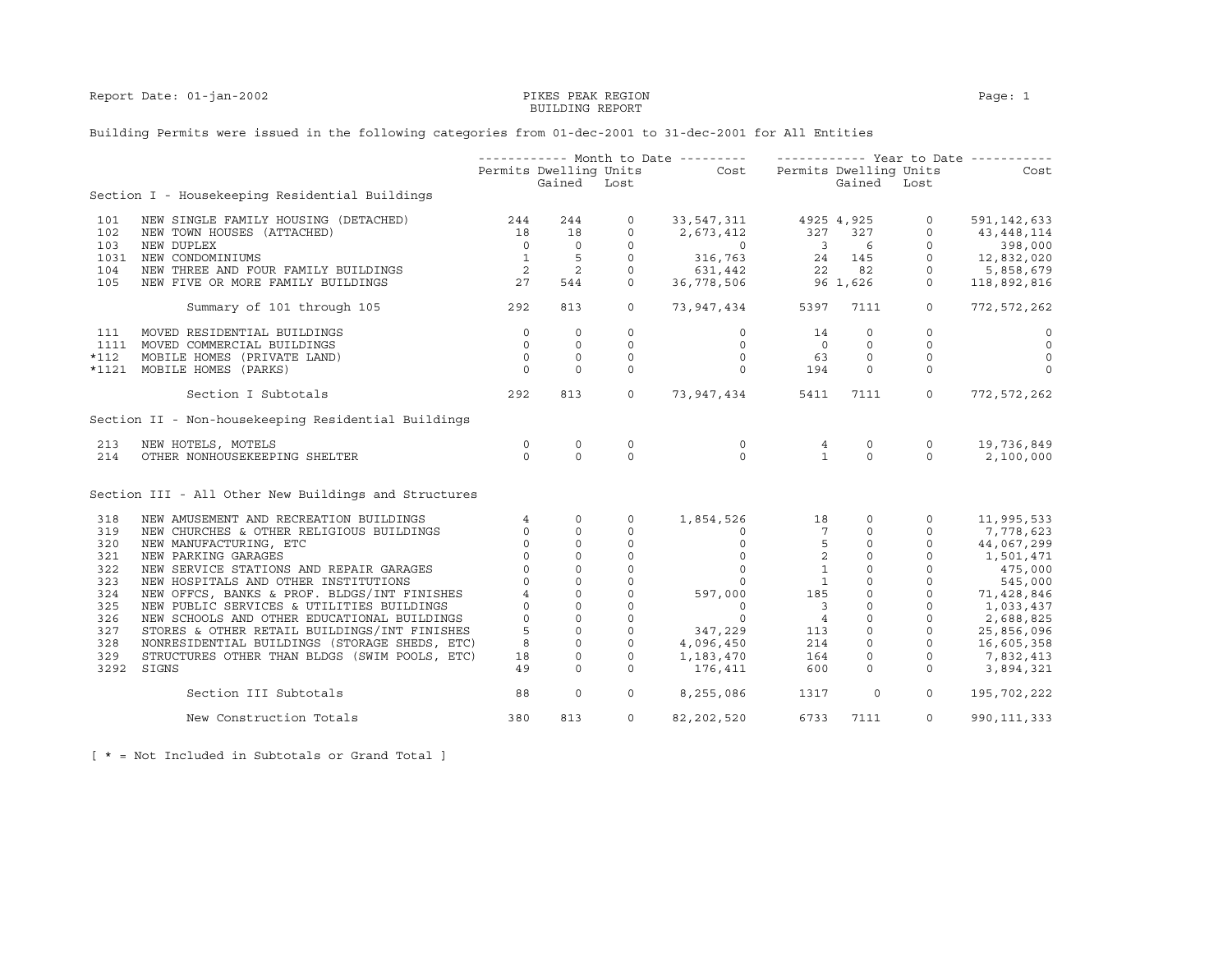Report Date: 01-jan-2002

# PIKES PEAK REGION
## BUILDING REPORT

Building Permits were issued in the following categories from 01-dec-2001 to 31-dec-2001 for All Entities

| Code | Category | Month to Date Permits | Month to Date Dwelling Units Gained | Month to Date Dwelling Units Lost | Month to Date Cost | Year to Date Permits | Year to Date Dwelling Units Gained | Year to Date Dwelling Units Lost | Year to Date Cost |
|---|---|---|---|---|---|---|---|---|---|
| | **Section I - Housekeeping Residential Buildings** | | | | | | | | |
| 101 | NEW SINGLE FAMILY HOUSING (DETACHED) | 244 | 244 | 0 | 33,547,311 | 4925 | 4,925 | 0 | 591,142,633 |
| 102 | NEW TOWN HOUSES (ATTACHED) | 18 | 18 | 0 | 2,673,412 | 327 | 327 | 0 | 43,448,114 |
| 103 | NEW DUPLEX | 0 | 0 | 0 | 0 | 3 | 6 | 0 | 398,000 |
| 1031 | NEW CONDOMINIUMS | 1 | 5 | 0 | 316,763 | 24 | 145 | 0 | 12,832,020 |
| 104 | NEW THREE AND FOUR FAMILY BUILDINGS | 2 | 2 | 0 | 631,442 | 22 | 82 | 0 | 5,858,679 |
| 105 | NEW FIVE OR MORE FAMILY BUILDINGS | 27 | 544 | 0 | 36,778,506 | 96 | 1,626 | 0 | 118,892,816 |
| | Summary of 101 through 105 | 292 | 813 | 0 | 73,947,434 | 5397 | 7111 | 0 | 772,572,262 |
| 111 | MOVED RESIDENTIAL BUILDINGS | 0 | 0 | 0 | 0 | 14 | 0 | 0 | 0 |
| 1111 | MOVED COMMERCIAL BUILDINGS | 0 | 0 | 0 | 0 | 0 | 0 | 0 | 0 |
| *112 | MOBILE HOMES (PRIVATE LAND) | 0 | 0 | 0 | 0 | 63 | 0 | 0 | 0 |
| *1121 | MOBILE HOMES (PARKS) | 0 | 0 | 0 | 0 | 194 | 0 | 0 | 0 |
| | Section I Subtotals | 292 | 813 | 0 | 73,947,434 | 5411 | 7111 | 0 | 772,572,262 |
| | **Section II - Non-housekeeping Residential Buildings** | | | | | | | | |
| 213 | NEW HOTELS, MOTELS | 0 | 0 | 0 | 0 | 4 | 0 | 0 | 19,736,849 |
| 214 | OTHER NONHOUSEKEEPING SHELTER | 0 | 0 | 0 | 0 | 1 | 0 | 0 | 2,100,000 |
| | **Section III - All Other New Buildings and Structures** | | | | | | | | |
| 318 | NEW AMUSEMENT AND RECREATION BUILDINGS | 4 | 0 | 0 | 1,854,526 | 18 | 0 | 0 | 11,995,533 |
| 319 | NEW CHURCHES & OTHER RELIGIOUS BUILDINGS | 0 | 0 | 0 | 0 | 7 | 0 | 0 | 7,778,623 |
| 320 | NEW MANUFACTURING, ETC | 0 | 0 | 0 | 0 | 5 | 0 | 0 | 44,067,299 |
| 321 | NEW PARKING GARAGES | 0 | 0 | 0 | 0 | 2 | 0 | 0 | 1,501,471 |
| 322 | NEW SERVICE STATIONS AND REPAIR GARAGES | 0 | 0 | 0 | 0 | 1 | 0 | 0 | 475,000 |
| 323 | NEW HOSPITALS AND OTHER INSTITUTIONS | 0 | 0 | 0 | 0 | 1 | 0 | 0 | 545,000 |
| 324 | NEW OFFCS, BANKS & PROF. BLDGS/INT FINISHES | 4 | 0 | 0 | 597,000 | 185 | 0 | 0 | 71,428,846 |
| 325 | NEW PUBLIC SERVICES & UTILITIES BUILDINGS | 0 | 0 | 0 | 0 | 3 | 0 | 0 | 1,033,437 |
| 326 | NEW SCHOOLS AND OTHER EDUCATIONAL BUILDINGS | 0 | 0 | 0 | 0 | 4 | 0 | 0 | 2,688,825 |
| 327 | STORES & OTHER RETAIL BUILDINGS/INT FINISHES | 5 | 0 | 0 | 347,229 | 113 | 0 | 0 | 25,856,096 |
| 328 | NONRESIDENTIAL BUILDINGS (STORAGE SHEDS, ETC) | 8 | 0 | 0 | 4,096,450 | 214 | 0 | 0 | 16,605,358 |
| 329 | STRUCTURES OTHER THAN BLDGS (SWIM POOLS, ETC) | 18 | 0 | 0 | 1,183,470 | 164 | 0 | 0 | 7,832,413 |
| 3292 | SIGNS | 49 | 0 | 0 | 176,411 | 600 | 0 | 0 | 3,894,321 |
| | Section III Subtotals | 88 | 0 | 0 | 8,255,086 | 1317 | 0 | 0 | 195,702,222 |
| | New Construction Totals | 380 | 813 | 0 | 82,202,520 | 6733 | 7111 | 0 | 990,111,333 |

[ * = Not Included in Subtotals or Grand Total ]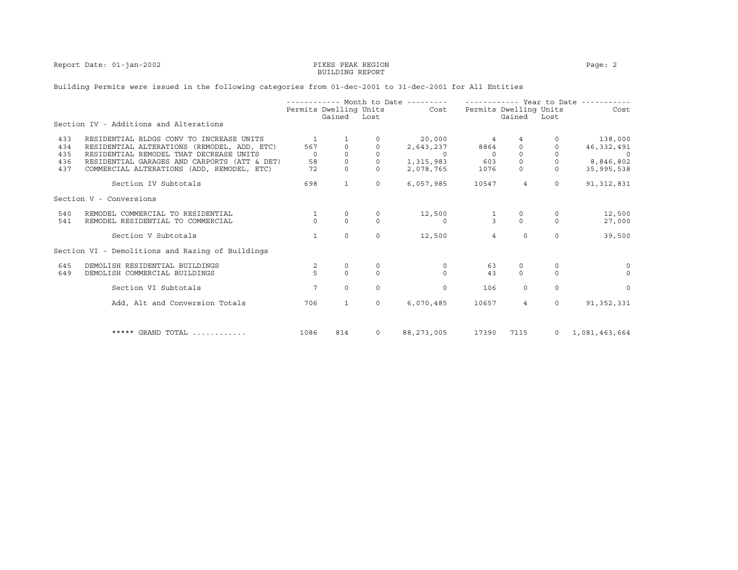Report Date: 01-jan-2002

# PIKES PEAK REGION BUILDING REPORT

Building Permits were issued in the following categories from 01-dec-2001 to 31-dec-2001 for All Entities

| | | Month to Date | | | | Year to Date | | | |
|---|---|---|---|---|---|---|---|---|---|
| | | Permits | Dwelling Units Gained | Dwelling Units Lost | Cost | Permits | Dwelling Units Gained | Dwelling Units Lost | Cost |
| | **Section IV - Additions and Alterations** | | | | | | | | |
| 433 | RESIDENTIAL BLDGS CONV TO INCREASE UNITS | 1 | 1 | 0 | 20,000 | 4 | 4 | 0 | 138,000 |
| 434 | RESIDENTIAL ALTERATIONS (REMODEL, ADD, ETC) | 567 | 0 | 0 | 2,643,237 | 8864 | 0 | 0 | 46,332,491 |
| 435 | RESIDENTIAL REMODEL THAT DECREASE UNITS | 0 | 0 | 0 | 0 | 0 | 0 | 0 | 0 |
| 436 | RESIDENTIAL GARAGES AND CARPORTS (ATT & DET) | 58 | 0 | 0 | 1,315,983 | 603 | 0 | 0 | 8,846,802 |
| 437 | COMMERCIAL ALTERATIONS (ADD, REMODEL, ETC) | 72 | 0 | 0 | 2,078,765 | 1076 | 0 | 0 | 35,995,538 |
| | Section IV Subtotals | 698 | 1 | 0 | 6,057,985 | 10547 | 4 | 0 | 91,312,831 |
| | **Section V - Conversions** | | | | | | | | |
| 540 | REMODEL COMMERCIAL TO RESIDENTIAL | 1 | 0 | 0 | 12,500 | 1 | 0 | 0 | 12,500 |
| 541 | REMODEL RESIDENTIAL TO COMMERCIAL | 0 | 0 | 0 | 0 | 3 | 0 | 0 | 27,000 |
| | Section V Subtotals | 1 | 0 | 0 | 12,500 | 4 | 0 | 0 | 39,500 |
| | **Section VI - Demolitions and Razing of Buildings** | | | | | | | | |
| 645 | DEMOLISH RESIDENTIAL BUILDINGS | 2 | 0 | 0 | 0 | 63 | 0 | 0 | 0 |
| 649 | DEMOLISH COMMERCIAL BUILDINGS | 5 | 0 | 0 | 0 | 43 | 0 | 0 | 0 |
| | Section VI Subtotals | 7 | 0 | 0 | 0 | 106 | 0 | 0 | 0 |
| | Add, Alt and Conversion Totals | 706 | 1 | 0 | 6,070,485 | 10657 | 4 | 0 | 91,352,331 |
| | ***** GRAND TOTAL ............ | 1086 | 814 | 0 | 88,273,005 | 17390 | 7115 | 0 | 1,081,463,664 |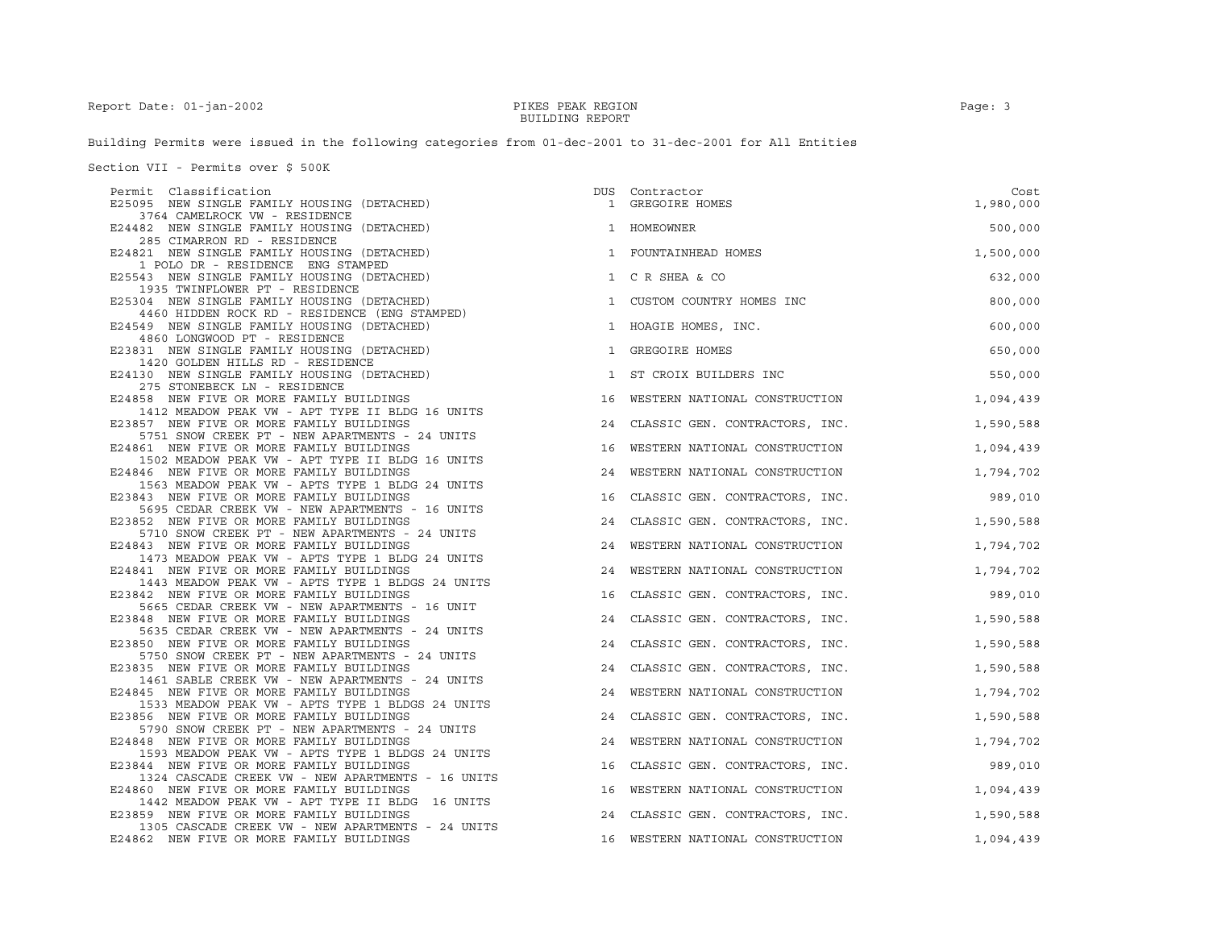Building Permits were issued in the following categories from 01-dec-2001 to 31-dec-2001 for All Entities

Section VII - Permits over $ 500K

| Permit | Classification | DUS | Contractor | Cost |
|---|---|---|---|---|
| E25095 | NEW SINGLE FAMILY HOUSING (DETACHED)<br>3764 CAMELROCK VW - RESIDENCE | 1 | GREGOIRE HOMES | 1,980,000 |
| E24482 | NEW SINGLE FAMILY HOUSING (DETACHED)<br>285 CIMARRON RD - RESIDENCE | 1 | HOMEOWNER | 500,000 |
| E24821 | NEW SINGLE FAMILY HOUSING (DETACHED)<br>1 POLO DR - RESIDENCE ENG STAMPED | 1 | FOUNTAINHEAD HOMES | 1,500,000 |
| E25543 | NEW SINGLE FAMILY HOUSING (DETACHED)<br>1935 TWINFLOWER PT - RESIDENCE | 1 | C R SHEA & CO | 632,000 |
| E25304 | NEW SINGLE FAMILY HOUSING (DETACHED)<br>4460 HIDDEN ROCK RD - RESIDENCE (ENG STAMPED) | 1 | CUSTOM COUNTRY HOMES INC | 800,000 |
| E24549 | NEW SINGLE FAMILY HOUSING (DETACHED)<br>4860 LONGWOOD PT - RESIDENCE | 1 | HOAGIE HOMES, INC. | 600,000 |
| E23831 | NEW SINGLE FAMILY HOUSING (DETACHED)<br>1420 GOLDEN HILLS RD - RESIDENCE | 1 | GREGOIRE HOMES | 650,000 |
| E24130 | NEW SINGLE FAMILY HOUSING (DETACHED)<br>275 STONEBECK LN - RESIDENCE | 1 | ST CROIX BUILDERS INC | 550,000 |
| E24858 | NEW FIVE OR MORE FAMILY BUILDINGS<br>1412 MEADOW PEAK VW - APT TYPE II BLDG 16 UNITS | 16 | WESTERN NATIONAL CONSTRUCTION | 1,094,439 |
| E23857 | NEW FIVE OR MORE FAMILY BUILDINGS<br>5751 SNOW CREEK PT - NEW APARTMENTS - 24 UNITS | 24 | CLASSIC GEN. CONTRACTORS, INC. | 1,590,588 |
| E24861 | NEW FIVE OR MORE FAMILY BUILDINGS<br>1502 MEADOW PEAK VW - APT TYPE II BLDG 16 UNITS | 16 | WESTERN NATIONAL CONSTRUCTION | 1,094,439 |
| E24846 | NEW FIVE OR MORE FAMILY BUILDINGS<br>1563 MEADOW PEAK VW - APTS TYPE 1 BLDG 24 UNITS | 24 | WESTERN NATIONAL CONSTRUCTION | 1,794,702 |
| E23843 | NEW FIVE OR MORE FAMILY BUILDINGS<br>5695 CEDAR CREEK VW - NEW APARTMENTS - 16 UNITS | 16 | CLASSIC GEN. CONTRACTORS, INC. | 989,010 |
| E23852 | NEW FIVE OR MORE FAMILY BUILDINGS<br>5710 SNOW CREEK PT - NEW APARTMENTS - 24 UNITS | 24 | CLASSIC GEN. CONTRACTORS, INC. | 1,590,588 |
| E24843 | NEW FIVE OR MORE FAMILY BUILDINGS<br>1473 MEADOW PEAK VW - APTS TYPE 1 BLDG 24 UNITS | 24 | WESTERN NATIONAL CONSTRUCTION | 1,794,702 |
| E24841 | NEW FIVE OR MORE FAMILY BUILDINGS<br>1443 MEADOW PEAK VW - APTS TYPE 1 BLDGS 24 UNITS | 24 | WESTERN NATIONAL CONSTRUCTION | 1,794,702 |
| E23842 | NEW FIVE OR MORE FAMILY BUILDINGS<br>5665 CEDAR CREEK VW - NEW APARTMENTS - 16 UNIT | 16 | CLASSIC GEN. CONTRACTORS, INC. | 989,010 |
| E23848 | NEW FIVE OR MORE FAMILY BUILDINGS<br>5635 CEDAR CREEK VW - NEW APARTMENTS - 24 UNITS | 24 | CLASSIC GEN. CONTRACTORS, INC. | 1,590,588 |
| E23850 | NEW FIVE OR MORE FAMILY BUILDINGS<br>5750 SNOW CREEK PT - NEW APARTMENTS - 24 UNITS | 24 | CLASSIC GEN. CONTRACTORS, INC. | 1,590,588 |
| E23835 | NEW FIVE OR MORE FAMILY BUILDINGS<br>1461 SABLE CREEK VW - NEW APARTMENTS - 24 UNITS | 24 | CLASSIC GEN. CONTRACTORS, INC. | 1,590,588 |
| E24845 | NEW FIVE OR MORE FAMILY BUILDINGS<br>1533 MEADOW PEAK VW - APTS TYPE 1 BLDGS 24 UNITS | 24 | WESTERN NATIONAL CONSTRUCTION | 1,794,702 |
| E23856 | NEW FIVE OR MORE FAMILY BUILDINGS<br>5790 SNOW CREEK PT - NEW APARTMENTS - 24 UNITS | 24 | CLASSIC GEN. CONTRACTORS, INC. | 1,590,588 |
| E24848 | NEW FIVE OR MORE FAMILY BUILDINGS<br>1593 MEADOW PEAK VW - APTS TYPE 1 BLDGS 24 UNITS | 24 | WESTERN NATIONAL CONSTRUCTION | 1,794,702 |
| E23844 | NEW FIVE OR MORE FAMILY BUILDINGS<br>1324 CASCADE CREEK VW - NEW APARTMENTS - 16 UNITS | 16 | CLASSIC GEN. CONTRACTORS, INC. | 989,010 |
| E24860 | NEW FIVE OR MORE FAMILY BUILDINGS<br>1442 MEADOW PEAK VW - APT TYPE II BLDG 16 UNITS | 16 | WESTERN NATIONAL CONSTRUCTION | 1,094,439 |
| E23859 | NEW FIVE OR MORE FAMILY BUILDINGS<br>1305 CASCADE CREEK VW - NEW APARTMENTS - 24 UNITS | 24 | CLASSIC GEN. CONTRACTORS, INC. | 1,590,588 |
| E24862 | NEW FIVE OR MORE FAMILY BUILDINGS | 16 | WESTERN NATIONAL CONSTRUCTION | 1,094,439 |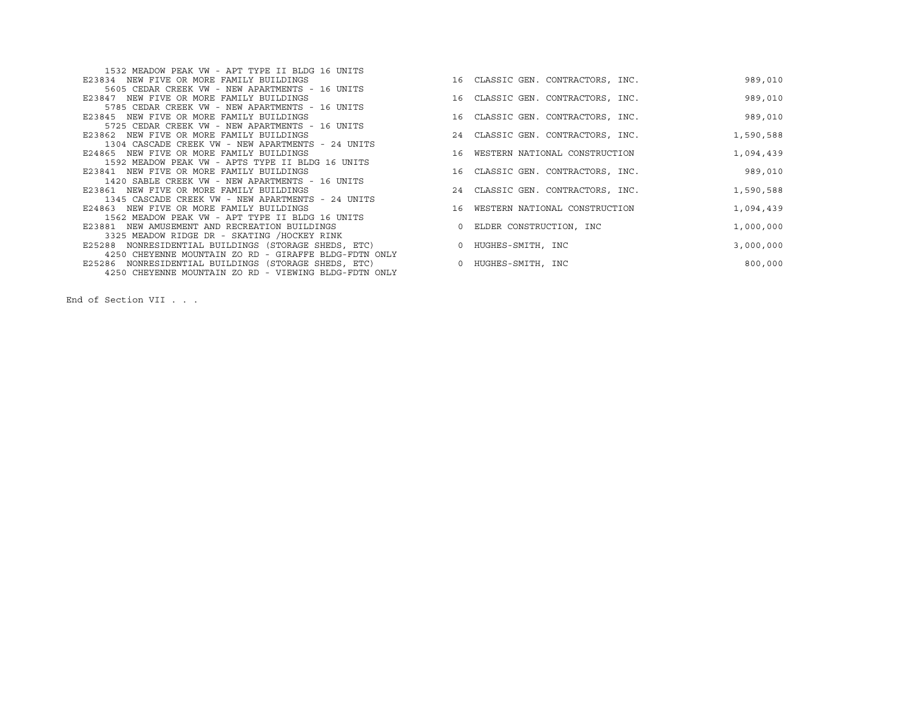| Permit | Description / Address | Units | Contractor | Valuation |
|---|---|---|---|---|
| | 1532 MEADOW PEAK VW - APT TYPE II BLDG 16 UNITS | | | |
| E23834 | NEW FIVE OR MORE FAMILY BUILDINGS<br>5605 CEDAR CREEK VW - NEW APARTMENTS - 16 UNITS | 16 | CLASSIC GEN. CONTRACTORS, INC. | 989,010 |
| E23847 | NEW FIVE OR MORE FAMILY BUILDINGS<br>5785 CEDAR CREEK VW - NEW APARTMENTS - 16 UNITS | 16 | CLASSIC GEN. CONTRACTORS, INC. | 989,010 |
| E23845 | NEW FIVE OR MORE FAMILY BUILDINGS<br>5725 CEDAR CREEK VW - NEW APARTMENTS - 16 UNITS | 16 | CLASSIC GEN. CONTRACTORS, INC. | 989,010 |
| E23862 | NEW FIVE OR MORE FAMILY BUILDINGS<br>1304 CASCADE CREEK VW - NEW APARTMENTS - 24 UNITS | 24 | CLASSIC GEN. CONTRACTORS, INC. | 1,590,588 |
| E24865 | NEW FIVE OR MORE FAMILY BUILDINGS<br>1592 MEADOW PEAK VW - APTS TYPE II BLDG 16 UNITS | 16 | WESTERN NATIONAL CONSTRUCTION | 1,094,439 |
| E23841 | NEW FIVE OR MORE FAMILY BUILDINGS<br>1420 SABLE CREEK VW - NEW APARTMENTS - 16 UNITS | 16 | CLASSIC GEN. CONTRACTORS, INC. | 989,010 |
| E23861 | NEW FIVE OR MORE FAMILY BUILDINGS<br>1345 CASCADE CREEK VW - NEW APARTMENTS - 24 UNITS | 24 | CLASSIC GEN. CONTRACTORS, INC. | 1,590,588 |
| E24863 | NEW FIVE OR MORE FAMILY BUILDINGS<br>1562 MEADOW PEAK VW - APT TYPE II BLDG 16 UNITS | 16 | WESTERN NATIONAL CONSTRUCTION | 1,094,439 |
| E23881 | NEW AMUSEMENT AND RECREATION BUILDINGS<br>3325 MEADOW RIDGE DR - SKATING /HOCKEY RINK | 0 | ELDER CONSTRUCTION, INC | 1,000,000 |
| E25288 | NONRESIDENTIAL BUILDINGS (STORAGE SHEDS, ETC)<br>4250 CHEYENNE MOUNTAIN ZO RD - GIRAFFE BLDG-FDTN ONLY | 0 | HUGHES-SMITH, INC | 3,000,000 |
| E25286 | NONRESIDENTIAL BUILDINGS (STORAGE SHEDS, ETC)<br>4250 CHEYENNE MOUNTAIN ZO RD - VIEWING BLDG-FDTN ONLY | 0 | HUGHES-SMITH, INC | 800,000 |

End of Section VII . . .